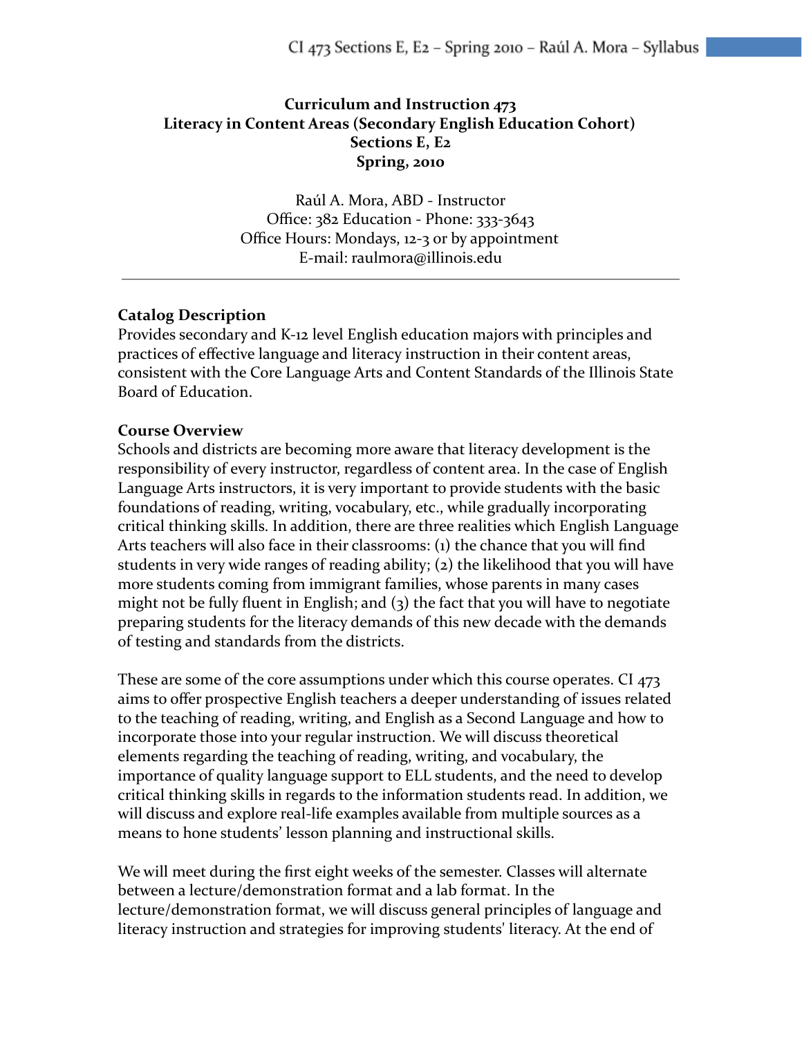# Curriculum and Instruction 473
## Literacy in Content Areas (Secondary English Education Cohort)
## Sections E, E2
## Spring, 2010

Raúl A. Mora, ABD - Instructor
Office: 382 Education - Phone: 333-3643
Office Hours: Mondays, 12-3 or by appointment
E-mail: raulmora@illinois.edu

---

**Catalog Description**

Provides secondary and K-12 level English education majors with principles and practices of effective language and literacy instruction in their content areas, consistent with the Core Language Arts and Content Standards of the Illinois State Board of Education.

**Course Overview**

Schools and districts are becoming more aware that literacy development is the responsibility of every instructor, regardless of content area. In the case of English Language Arts instructors, it is very important to provide students with the basic foundations of reading, writing, vocabulary, etc., while gradually incorporating critical thinking skills. In addition, there are three realities which English Language Arts teachers will also face in their classrooms: (1) the chance that you will find students in very wide ranges of reading ability; (2) the likelihood that you will have more students coming from immigrant families, whose parents in many cases might not be fully fluent in English; and (3) the fact that you will have to negotiate preparing students for the literacy demands of this new decade with the demands of testing and standards from the districts.

These are some of the core assumptions under which this course operates. CI 473 aims to offer prospective English teachers a deeper understanding of issues related to the teaching of reading, writing, and English as a Second Language and how to incorporate those into your regular instruction. We will discuss theoretical elements regarding the teaching of reading, writing, and vocabulary, the importance of quality language support to ELL students, and the need to develop critical thinking skills in regards to the information students read. In addition, we will discuss and explore real-life examples available from multiple sources as a means to hone students' lesson planning and instructional skills.

We will meet during the first eight weeks of the semester. Classes will alternate between a lecture/demonstration format and a lab format. In the lecture/demonstration format, we will discuss general principles of language and literacy instruction and strategies for improving students' literacy. At the end of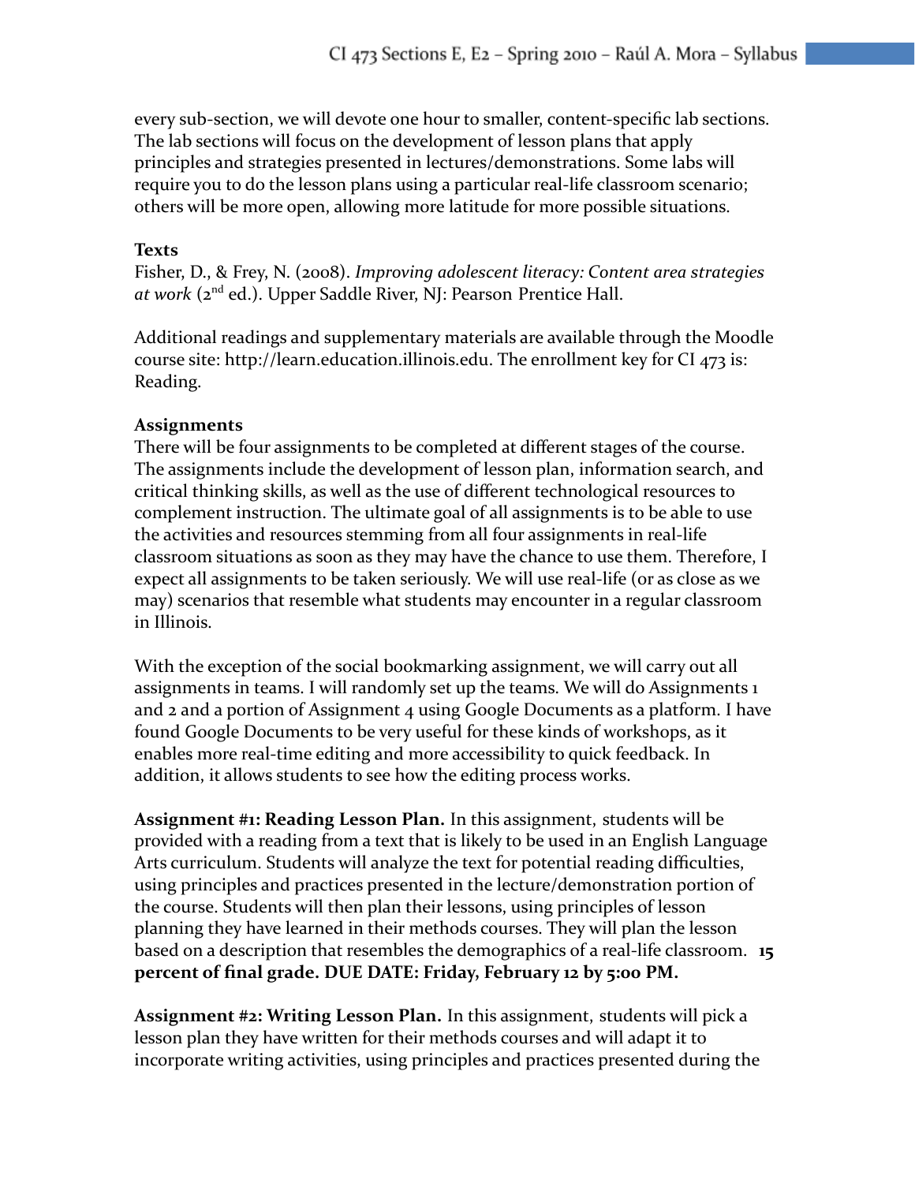every sub-section, we will devote one hour to smaller, content-specific lab sections. The lab sections will focus on the development of lesson plans that apply principles and strategies presented in lectures/demonstrations. Some labs will require you to do the lesson plans using a particular real-life classroom scenario; others will be more open, allowing more latitude for more possible situations.

**Texts**

Fisher, D., & Frey, N. (2008). *Improving adolescent literacy: Content area strategies at work* (2nd ed.). Upper Saddle River, NJ: Pearson Prentice Hall.

Additional readings and supplementary materials are available through the Moodle course site: http://learn.education.illinois.edu. The enrollment key for CI 473 is: Reading.

**Assignments**

There will be four assignments to be completed at different stages of the course. The assignments include the development of lesson plan, information search, and critical thinking skills, as well as the use of different technological resources to complement instruction. The ultimate goal of all assignments is to be able to use the activities and resources stemming from all four assignments in real-life classroom situations as soon as they may have the chance to use them. Therefore, I expect all assignments to be taken seriously. We will use real-life (or as close as we may) scenarios that resemble what students may encounter in a regular classroom in Illinois.

With the exception of the social bookmarking assignment, we will carry out all assignments in teams. I will randomly set up the teams. We will do Assignments 1 and 2 and a portion of Assignment 4 using Google Documents as a platform. I have found Google Documents to be very useful for these kinds of workshops, as it enables more real-time editing and more accessibility to quick feedback. In addition, it allows students to see how the editing process works.

**Assignment #1: Reading Lesson Plan.** In this assignment, students will be provided with a reading from a text that is likely to be used in an English Language Arts curriculum. Students will analyze the text for potential reading difficulties, using principles and practices presented in the lecture/demonstration portion of the course. Students will then plan their lessons, using principles of lesson planning they have learned in their methods courses. They will plan the lesson based on a description that resembles the demographics of a real-life classroom. **15 percent of final grade. DUE DATE: Friday, February 12 by 5:00 PM.**

**Assignment #2: Writing Lesson Plan.** In this assignment, students will pick a lesson plan they have written for their methods courses and will adapt it to incorporate writing activities, using principles and practices presented during the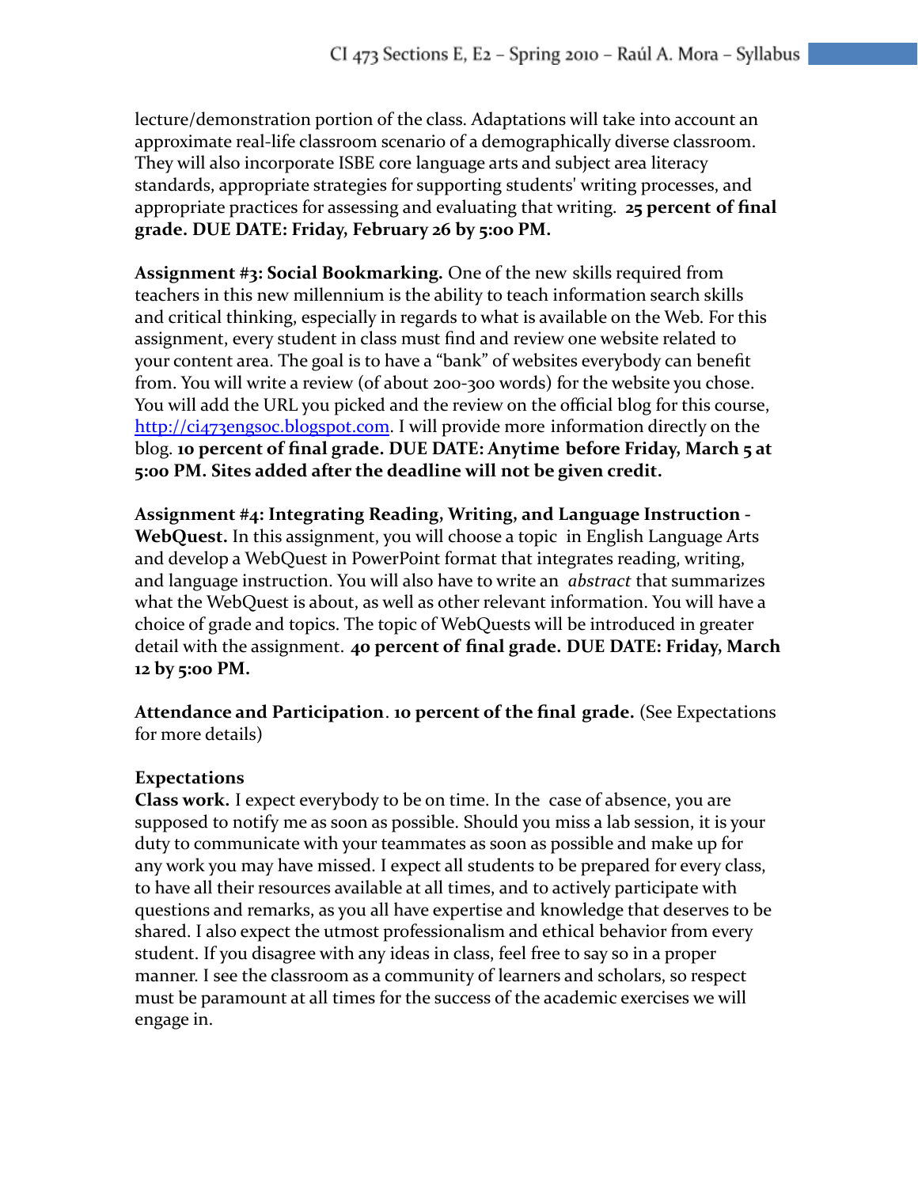lecture/demonstration portion of the class. Adaptations will take into account an approximate real-life classroom scenario of a demographically diverse classroom. They will also incorporate ISBE core language arts and subject area literacy standards, appropriate strategies for supporting students' writing processes, and appropriate practices for assessing and evaluating that writing. **25 percent of final grade. DUE DATE: Friday, February 26 by 5:00 PM.**

**Assignment #3: Social Bookmarking.** One of the new skills required from teachers in this new millennium is the ability to teach information search skills and critical thinking, especially in regards to what is available on the Web. For this assignment, every student in class must find and review one website related to your content area. The goal is to have a "bank" of websites everybody can benefit from. You will write a review (of about 200-300 words) for the website you chose. You will add the URL you picked and the review on the official blog for this course, [http://ci473engsoc.blogspot.com](http://ci473engsoc.blogspot.com). I will provide more information directly on the blog. **10 percent of final grade. DUE DATE: Anytime before Friday, March 5 at 5:00 PM. Sites added after the deadline will not be given credit.**

**Assignment #4: Integrating Reading, Writing, and Language Instruction - WebQuest.** In this assignment, you will choose a topic in English Language Arts and develop a WebQuest in PowerPoint format that integrates reading, writing, and language instruction. You will also have to write an *abstract* that summarizes what the WebQuest is about, as well as other relevant information. You will have a choice of grade and topics. The topic of WebQuests will be introduced in greater detail with the assignment. **40 percent of final grade. DUE DATE: Friday, March 12 by 5:00 PM.**

**Attendance and Participation**. **10 percent of the final grade.** (See Expectations for more details)

**Expectations**

**Class work.** I expect everybody to be on time. In the case of absence, you are supposed to notify me as soon as possible. Should you miss a lab session, it is your duty to communicate with your teammates as soon as possible and make up for any work you may have missed. I expect all students to be prepared for every class, to have all their resources available at all times, and to actively participate with questions and remarks, as you all have expertise and knowledge that deserves to be shared. I also expect the utmost professionalism and ethical behavior from every student. If you disagree with any ideas in class, feel free to say so in a proper manner. I see the classroom as a community of learners and scholars, so respect must be paramount at all times for the success of the academic exercises we will engage in.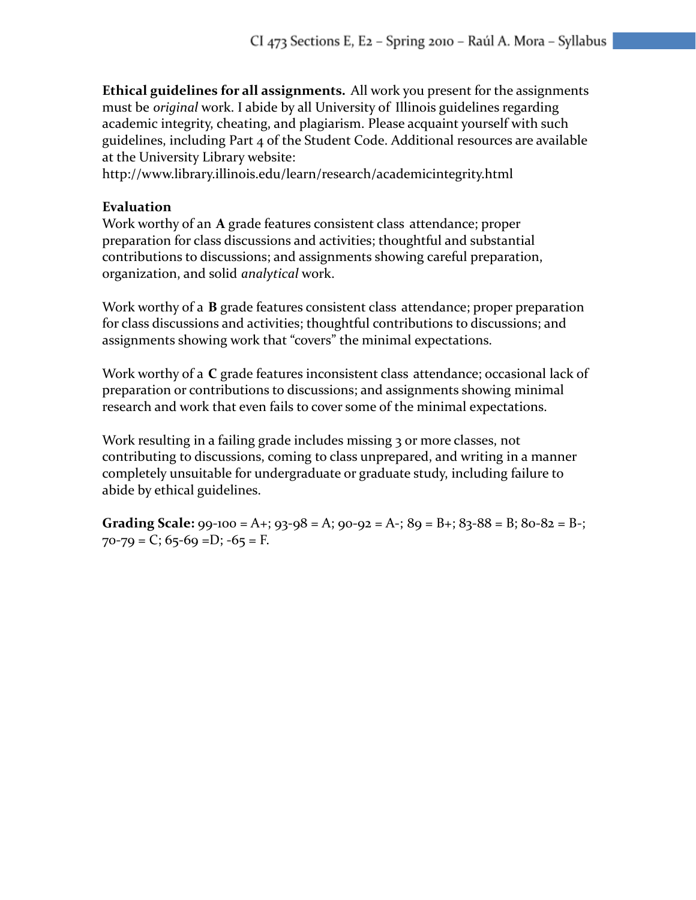**Ethical guidelines for all assignments.** All work you present for the assignments must be *original* work. I abide by all University of Illinois guidelines regarding academic integrity, cheating, and plagiarism. Please acquaint yourself with such guidelines, including Part 4 of the Student Code. Additional resources are available at the University Library website:
http://www.library.illinois.edu/learn/research/academicintegrity.html

**Evaluation**

Work worthy of an **A** grade features consistent class attendance; proper preparation for class discussions and activities; thoughtful and substantial contributions to discussions; and assignments showing careful preparation, organization, and solid *analytical* work.

Work worthy of a **B** grade features consistent class attendance; proper preparation for class discussions and activities; thoughtful contributions to discussions; and assignments showing work that "covers" the minimal expectations.

Work worthy of a **C** grade features inconsistent class attendance; occasional lack of preparation or contributions to discussions; and assignments showing minimal research and work that even fails to cover some of the minimal expectations.

Work resulting in a failing grade includes missing 3 or more classes, not contributing to discussions, coming to class unprepared, and writing in a manner completely unsuitable for undergraduate or graduate study, including failure to abide by ethical guidelines.

**Grading Scale:** 99-100 = A+; 93-98 = A; 90-92 = A-; 89 = B+; 83-88 = B; 80-82 = B-; 70-79 = C; 65-69 =D; -65 = F.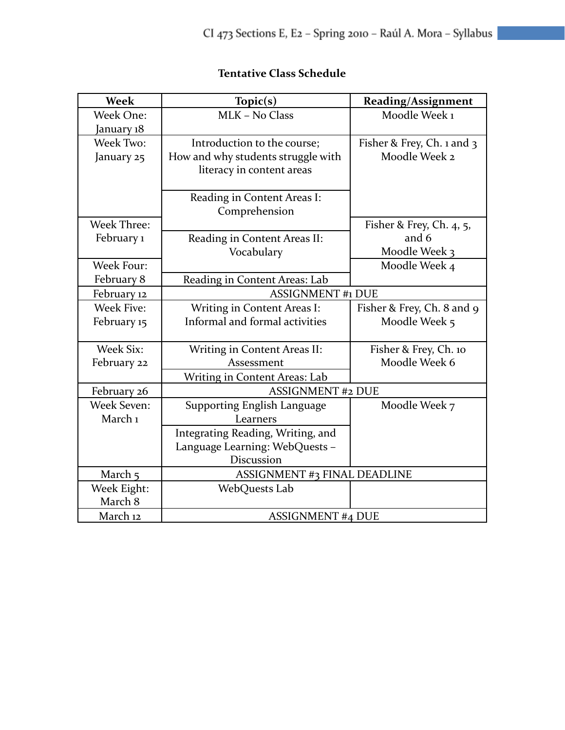**Tentative Class Schedule**

| Week | Topic(s) | Reading/Assignment |
|---|---|---|
| Week One: January 18 | MLK – No Class | Moodle Week 1 |
| Week Two: January 25 | Introduction to the course; How and why students struggle with literacy in content areas | Fisher & Frey, Ch. 1 and 3 Moodle Week 2 |
| | Reading in Content Areas I: Comprehension | |
| Week Three: February 1 | Reading in Content Areas II: Vocabulary | Fisher & Frey, Ch. 4, 5, and 6 Moodle Week 3 |
| Week Four: February 8 | Reading in Content Areas: Lab | Moodle Week 4 |
| February 12 | ASSIGNMENT #1 DUE | |
| Week Five: February 15 | Writing in Content Areas I: Informal and formal activities | Fisher & Frey, Ch. 8 and 9 Moodle Week 5 |
| Week Six: February 22 | Writing in Content Areas II: Assessment | Fisher & Frey, Ch. 10 Moodle Week 6 |
| | Writing in Content Areas: Lab | |
| February 26 | ASSIGNMENT #2 DUE | |
| Week Seven: March 1 | Supporting English Language Learners | Moodle Week 7 |
| | Integrating Reading, Writing, and Language Learning: WebQuests – Discussion | |
| March 5 | ASSIGNMENT #3 FINAL DEADLINE | |
| Week Eight: March 8 | WebQuests Lab | |
| March 12 | ASSIGNMENT #4 DUE | |